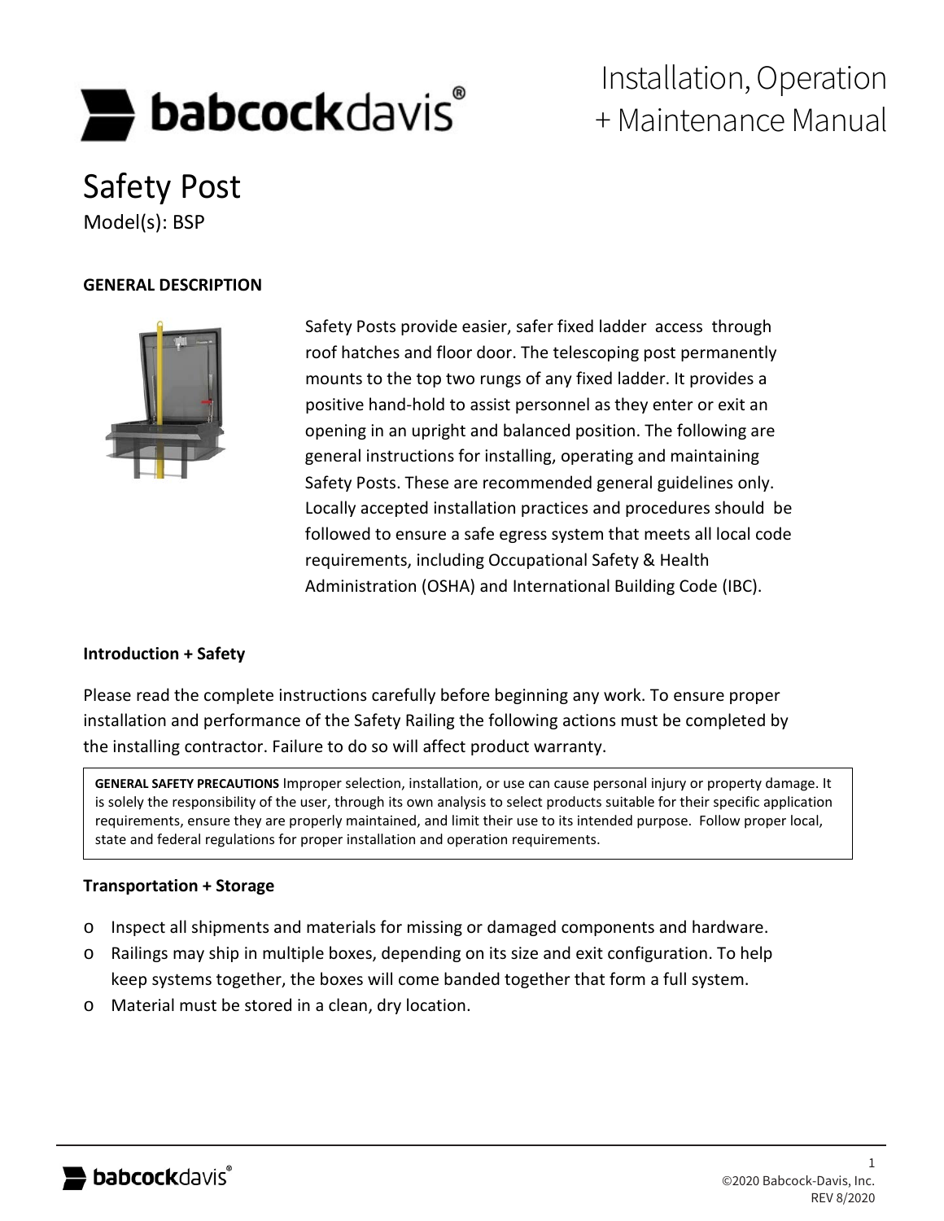# Installation, Operation + Maintenance Manual

# Safety Post

Model(s): BSP

## GENERAL DESCRIPTION

Safety Posts provide easier, safer fixed ladder access through roof hatches and floor door. The telescoping post permanently mounts to the top two rungs of any fixed ladder. It provides a positive hand-hold to assist personnel as they enter or exit an opening in an upright and balanced position. The following are general instructions for installing, operating and maintaining Safety Posts. These are recommended general guidelines only. Locally accepted installation practices and procedures should be followed to ensure a safe egress system that meets all local code requirements, including Occupational Safety & Health Administration (OSHA) and International Building Code (IBC).

### Introduction + Safety

Please read the complete instructions carefully before beginning any work. To ensure proper installation and performance of the Safety Railing the following actions must be completed by the installing contractor. Failure to do so will affect product warranty.

> **GENERAL SAFETY PRECAUTIONS** Improper selection, installation, or use can cause personal injury or property damage. It is solely the responsibility of the user, through its own analysis to select products suitable for their specific application requirements, ensure they are properly maintained, and limit their use to its intended purpose. Follow proper local, state and federal regulations for proper installation and operation requirements.

### Transportation + Storage

- Inspect all shipments and materials for missing or damaged components and hardware.
- Railings may ship in multiple boxes, depending on its size and exit configuration. To help keep systems together, the boxes will come banded together that form a full system.
- Material must be stored in a clean, dry location.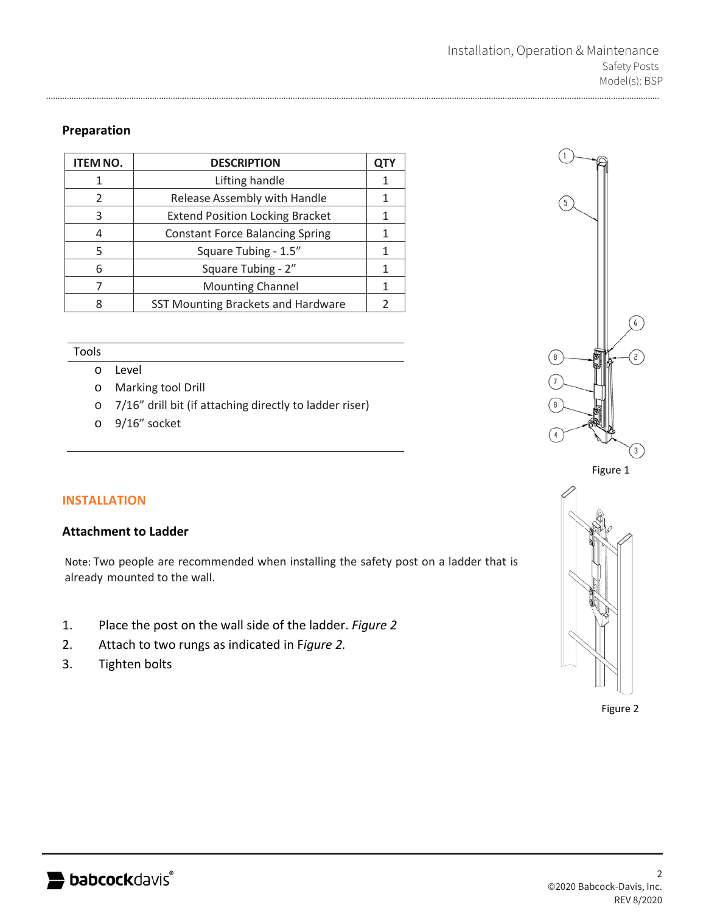## Preparation

| ITEM NO. | DESCRIPTION | QTY |
|---|---|---|
| 1 | Lifting handle | 1 |
| 2 | Release Assembly with Handle | 1 |
| 3 | Extend Position Locking Bracket | 1 |
| 4 | Constant Force Balancing Spring | 1 |
| 5 | Square Tubing - 1.5” | 1 |
| 6 | Square Tubing - 2” | 1 |
| 7 | Mounting Channel | 1 |
| 8 | SST Mounting Brackets and Hardware | 2 |

Tools

- Level
- Marking tool Drill
- 7/16” drill bit (if attaching directly to ladder riser)
- 9/16” socket

Figure 1

## INSTALLATION

### Attachment to Ladder

Note: Two people are recommended when installing the safety post on a ladder that is already mounted to the wall.

1. Place the post on the wall side of the ladder. *Figure 2*
2. Attach to two rungs as indicated in F*igure 2.*
3. Tighten bolts

Figure 2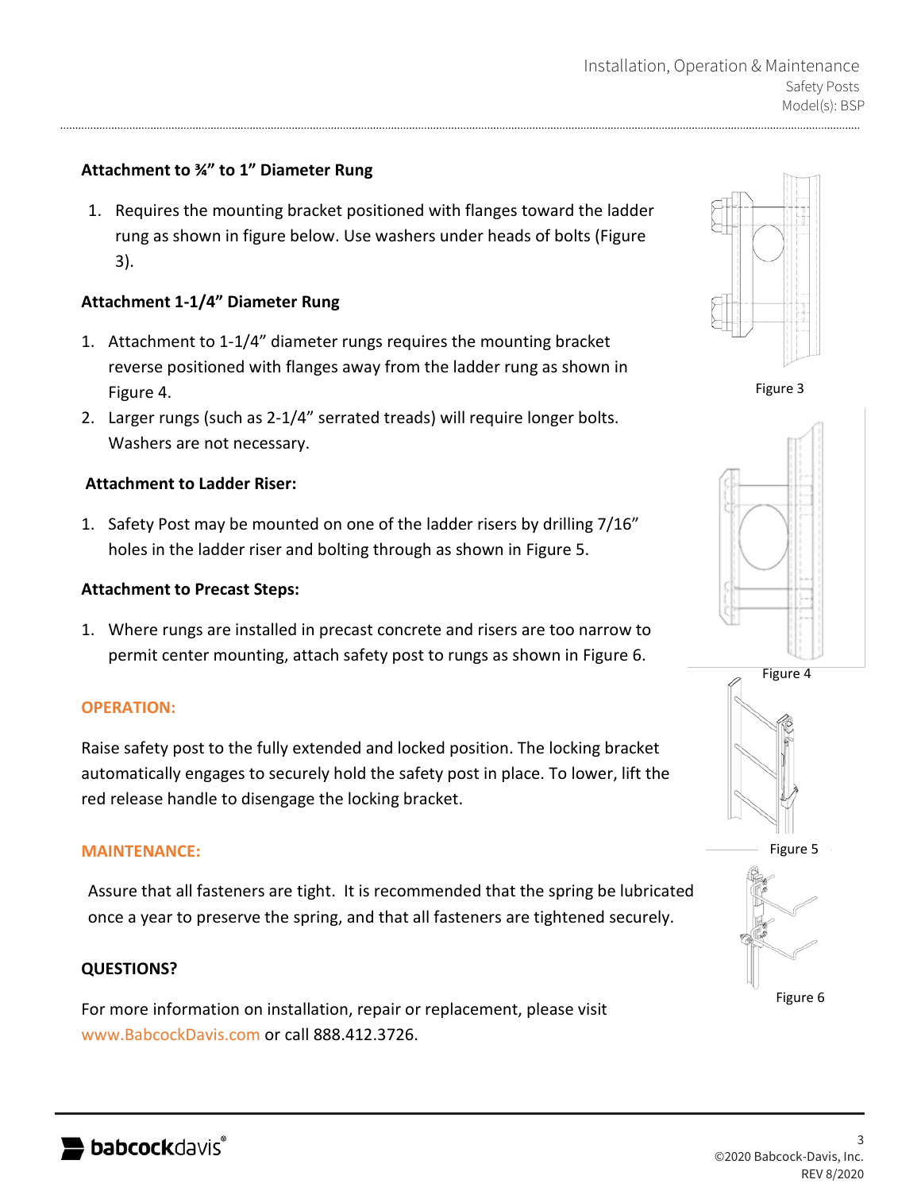### Attachment to ¾" to 1" Diameter Rung

1. Requires the mounting bracket positioned with flanges toward the ladder rung as shown in figure below. Use washers under heads of bolts (Figure 3).

### Attachment 1-1/4" Diameter Rung

1. Attachment to 1-1/4" diameter rungs requires the mounting bracket reverse positioned with flanges away from the ladder rung as shown in Figure 4.
2. Larger rungs (such as 2-1/4" serrated treads) will require longer bolts. Washers are not necessary.

### Attachment to Ladder Riser:

1. Safety Post may be mounted on one of the ladder risers by drilling 7/16" holes in the ladder riser and bolting through as shown in Figure 5.

### Attachment to Precast Steps:

1. Where rungs are installed in precast concrete and risers are too narrow to permit center mounting, attach safety post to rungs as shown in Figure 6.

Figure 3

Figure 4

Figure 5

Figure 6

## OPERATION:

Raise safety post to the fully extended and locked position. The locking bracket automatically engages to securely hold the safety post in place. To lower, lift the red release handle to disengage the locking bracket.

## MAINTENANCE:

Assure that all fasteners are tight. It is recommended that the spring be lubricated once a year to preserve the spring, and that all fasteners are tightened securely.

## QUESTIONS?

For more information on installation, repair or replacement, please visit www.BabcockDavis.com or call 888.412.3726.

©2020 Babcock-Davis, Inc.
REV 8/2020